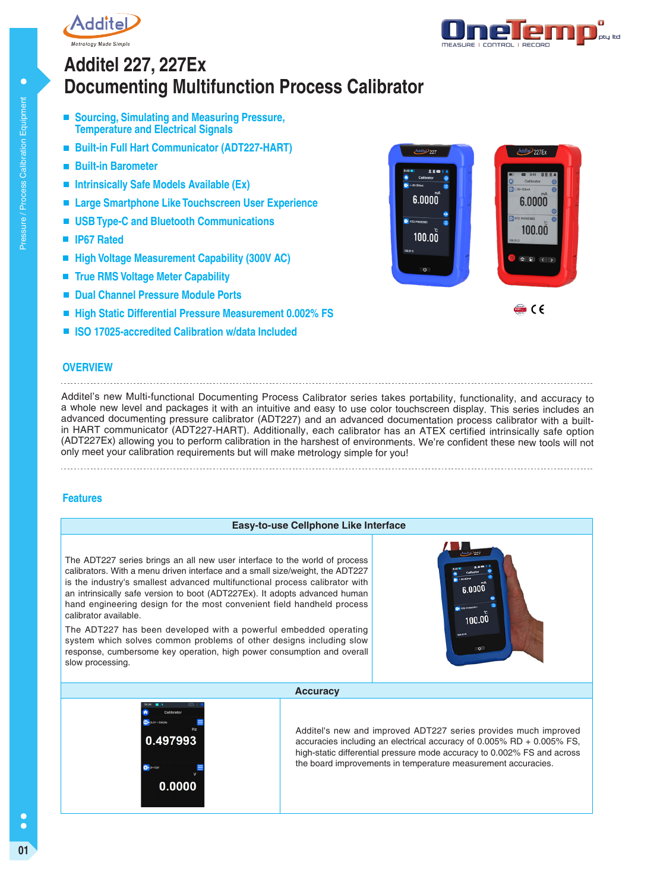# Additel 227, 227Ex
# Documenting Multifunction Process Calibrator

- Sourcing, Simulating and Measuring Pressure, Temperature and Electrical Signals
- Built-in Full Hart Communicator (ADT227-HART)
- Built-in Barometer
- Intrinsically Safe Models Available (Ex)
- Large Smartphone Like Touchscreen User Experience
- USB Type-C and Bluetooth Communications
- IP67 Rated
- High Voltage Measurement Capability (300V AC)
- True RMS Voltage Meter Capability
- Dual Channel Pressure Module Ports
- High Static Differential Pressure Measurement 0.002% FS
- ISO 17025-accredited Calibration w/data Included

## OVERVIEW

Additel's new Multi-functional Documenting Process Calibrator series takes portability, functionality, and accuracy to a whole new level and packages it with an intuitive and easy to use color touchscreen display. This series includes an advanced documenting pressure calibrator (ADT227) and an advanced documentation process calibrator with a built-in HART communicator (ADT227-HART). Additionally, each calibrator has an ATEX certified intrinsically safe option (ADT227Ex) allowing you to perform calibration in the harshest of environments. We're confident these new tools will not only meet your calibration requirements but will make metrology simple for you!

## Features

### Easy-to-use Cellphone Like Interface

The ADT227 series brings an all new user interface to the world of process calibrators. With a menu driven interface and a small size/weight, the ADT227 is the industry's smallest advanced multifunctional process calibrator with an intrinsically safe version to boot (ADT227Ex). It adopts advanced human hand engineering design for the most convenient field handheld process calibrator available.

The ADT227 has been developed with a powerful embedded operating system which solves common problems of other designs including slow response, cumbersome key operation, high power consumption and overall slow processing.

### Accuracy

Additel's new and improved ADT227 series provides much improved accuracies including an electrical accuracy of 0.005% RD + 0.005% FS, high-static differential pressure mode accuracy to 0.002% FS and across the board improvements in temperature measurement accuracies.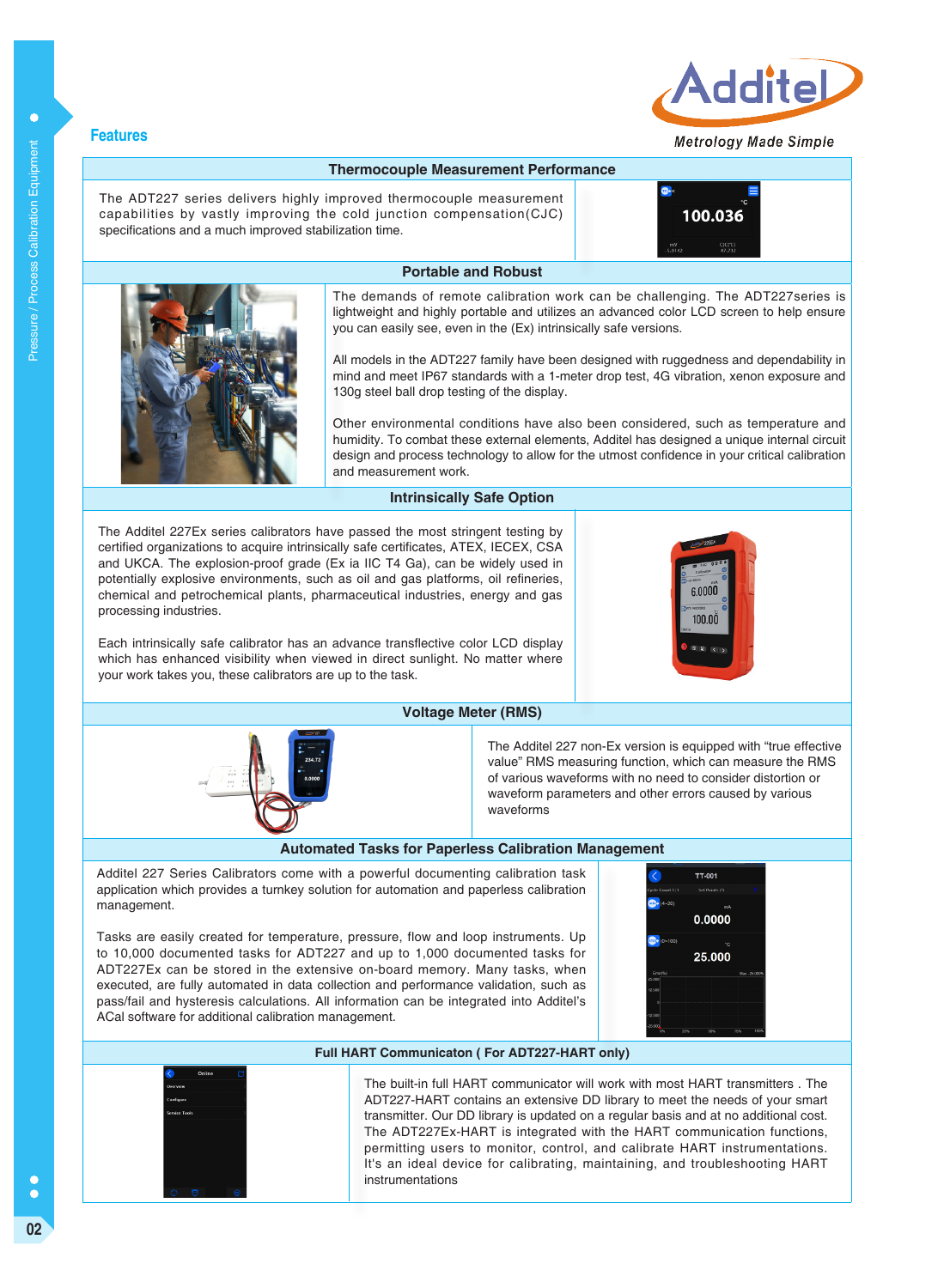## Features

### Thermocouple Measurement Performance

The ADT227 series delivers highly improved thermocouple measurement capabilities by vastly improving the cold junction compensation(CJC) specifications and a much improved stabilization time.

### Portable and Robust

The demands of remote calibration work can be challenging. The ADT227series is lightweight and highly portable and utilizes an advanced color LCD screen to help ensure you can easily see, even in the (Ex) intrinsically safe versions.

All models in the ADT227 family have been designed with ruggedness and dependability in mind and meet IP67 standards with a 1-meter drop test, 4G vibration, xenon exposure and 130g steel ball drop testing of the display.

Other environmental conditions have also been considered, such as temperature and humidity. To combat these external elements, Additel has designed a unique internal circuit design and process technology to allow for the utmost confidence in your critical calibration and measurement work.

### Intrinsically Safe Option

The Additel 227Ex series calibrators have passed the most stringent testing by certified organizations to acquire intrinsically safe certificates, ATEX, IECEX, CSA and UKCA. The explosion-proof grade (Ex ia IIC T4 Ga), can be widely used in potentially explosive environments, such as oil and gas platforms, oil refineries, chemical and petrochemical plants, pharmaceutical industries, energy and gas processing industries.

Each intrinsically safe calibrator has an advance transflective color LCD display which has enhanced visibility when viewed in direct sunlight. No matter where your work takes you, these calibrators are up to the task.

### Voltage Meter (RMS)

The Additel 227 non-Ex version is equipped with "true effective value" RMS measuring function, which can measure the RMS of various waveforms with no need to consider distortion or waveform parameters and other errors caused by various waveforms

### Automated Tasks for Paperless Calibration Management

Additel 227 Series Calibrators come with a powerful documenting calibration task application which provides a turnkey solution for automation and paperless calibration management.

Tasks are easily created for temperature, pressure, flow and loop instruments. Up to 10,000 documented tasks for ADT227 and up to 1,000 documented tasks for ADT227Ex can be stored in the extensive on-board memory. Many tasks, when executed, are fully automated in data collection and performance validation, such as pass/fail and hysteresis calculations. All information can be integrated into Additel's ACal software for additional calibration management.

### Full HART Communicaton ( For ADT227-HART only)

The built-in full HART communicator will work with most HART transmitters . The ADT227-HART contains an extensive DD library to meet the needs of your smart transmitter. Our DD library is updated on a regular basis and at no additional cost. The ADT227Ex-HART is integrated with the HART communication functions, permitting users to monitor, control, and calibrate HART instrumentations. It's an ideal device for calibrating, maintaining, and troubleshooting HART instrumentations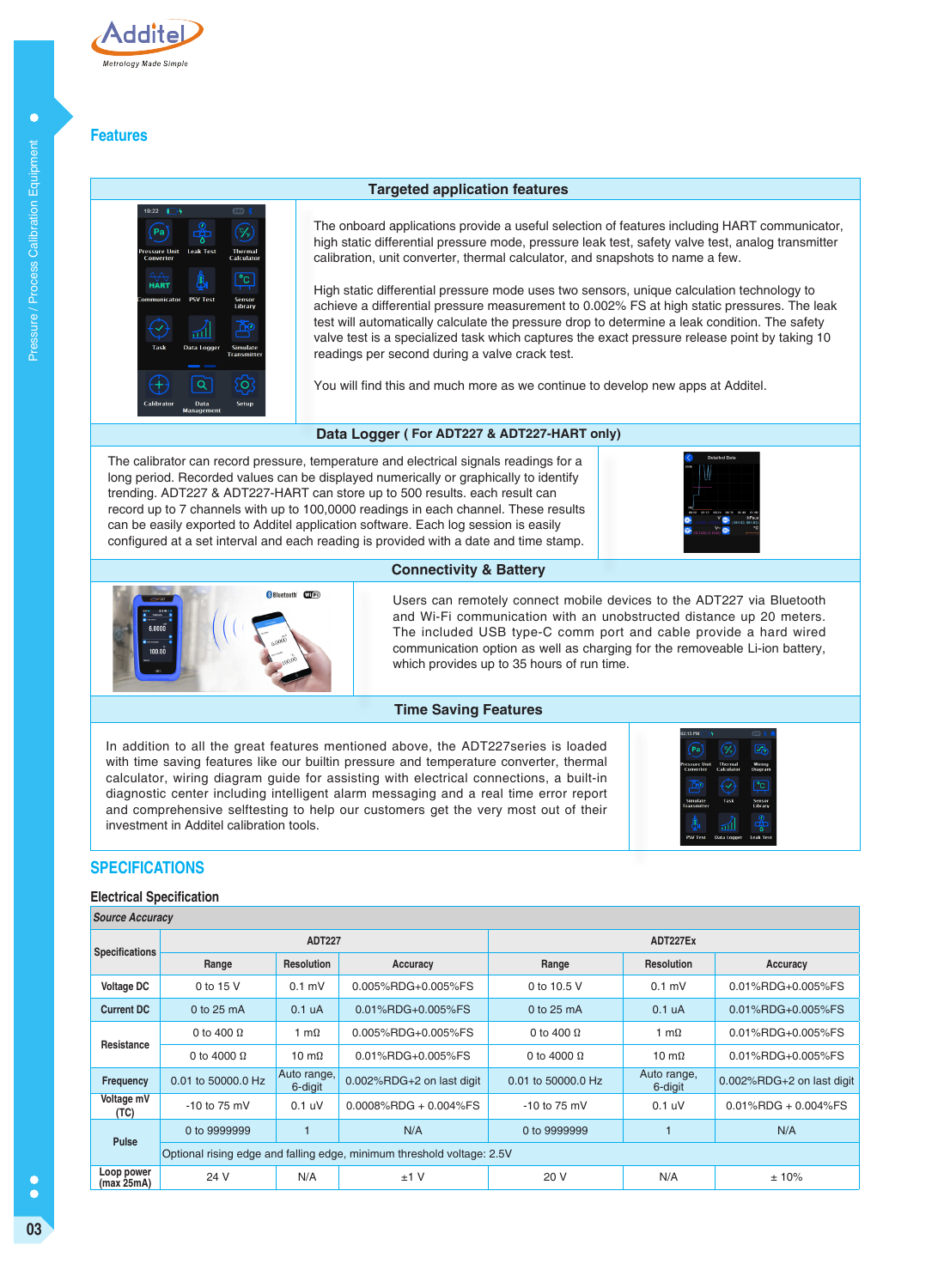## Features

### Targeted application features

The onboard applications provide a useful selection of features including HART communicator, high static differential pressure mode, pressure leak test, safety valve test, analog transmitter calibration, unit converter, thermal calculator, and snapshots to name a few.

High static differential pressure mode uses two sensors, unique calculation technology to achieve a differential pressure measurement to 0.002% FS at high static pressures. The leak test will automatically calculate the pressure drop to determine a leak condition. The safety valve test is a specialized task which captures the exact pressure release point by taking 10 readings per second during a valve crack test.

You will find this and much more as we continue to develop new apps at Additel.

### Data Logger ( For ADT227 & ADT227-HART only)

The calibrator can record pressure, temperature and electrical signals readings for a long period. Recorded values can be displayed numerically or graphically to identify trending. ADT227 & ADT227-HART can store up to 500 results. each result can record up to 7 channels with up to 100,0000 readings in each channel. These results can be easily exported to Additel application software. Each log session is easily configured at a set interval and each reading is provided with a date and time stamp.

### Connectivity & Battery

Users can remotely connect mobile devices to the ADT227 via Bluetooth and Wi-Fi communication with an unobstructed distance up 20 meters. The included USB type-C comm port and cable provide a hard wired communication option as well as charging for the removeable Li-ion battery, which provides up to 35 hours of run time.

### Time Saving Features

In addition to all the great features mentioned above, the ADT227series is loaded with time saving features like our builtin pressure and temperature converter, thermal calculator, wiring diagram guide for assisting with electrical connections, a built-in diagnostic center including intelligent alarm messaging and a real time error report and comprehensive selftesting to help our customers get the very most out of their investment in Additel calibration tools.

## SPECIFICATIONS

### Electrical Specification

*Source Accuracy*

| Specifications | ADT227 | | | ADT227Ex | | |
|---|---|---|---|---|---|---|
| | Range | Resolution | Accuracy | Range | Resolution | Accuracy |
| Voltage DC | 0 to 15 V | 0.1 mV | 0.005%RDG+0.005%FS | 0 to 10.5 V | 0.1 mV | 0.01%RDG+0.005%FS |
| Current DC | 0 to 25 mA | 0.1 uA | 0.01%RDG+0.005%FS | 0 to 25 mA | 0.1 uA | 0.01%RDG+0.005%FS |
| Resistance | 0 to 400 Ω | 1 mΩ | 0.005%RDG+0.005%FS | 0 to 400 Ω | 1 mΩ | 0.01%RDG+0.005%FS |
| | 0 to 4000 Ω | 10 mΩ | 0.01%RDG+0.005%FS | 0 to 4000 Ω | 10 mΩ | 0.01%RDG+0.005%FS |
| Frequency | 0.01 to 50000.0 Hz | Auto range, 6-digit | 0.002%RDG+2 on last digit | 0.01 to 50000.0 Hz | Auto range, 6-digit | 0.002%RDG+2 on last digit |
| Voltage mV (TC) | -10 to 75 mV | 0.1 uV | 0.0008%RDG + 0.004%FS | -10 to 75 mV | 0.1 uV | 0.01%RDG + 0.004%FS |
| Pulse | 0 to 9999999 | 1 | N/A | 0 to 9999999 | 1 | N/A |
| | Optional rising edge and falling edge, minimum threshold voltage: 2.5V | | | | | |
| Loop power (max 25mA) | 24 V | N/A | ±1 V | 20 V | N/A | ± 10% |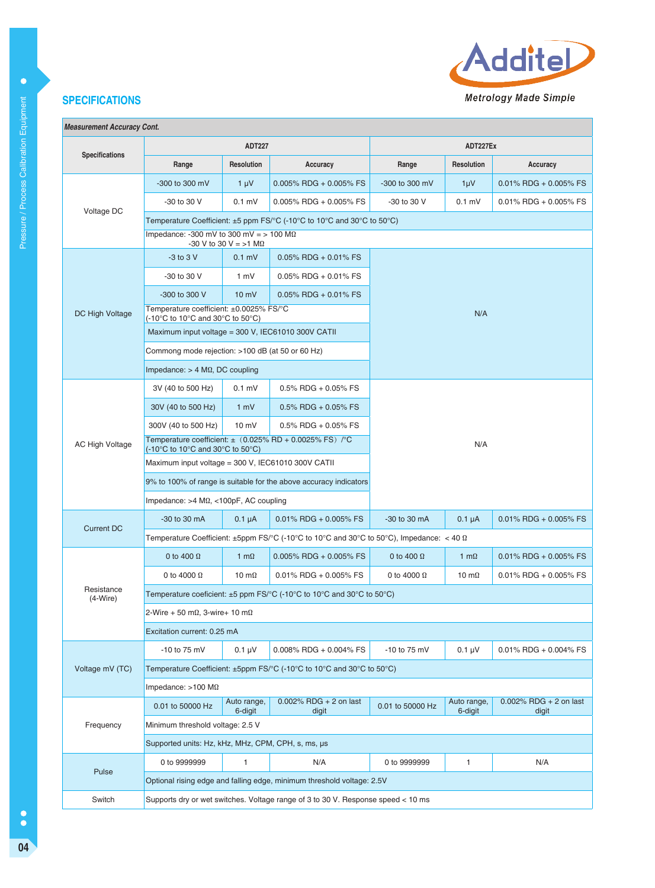## SPECIFICATIONS

| Measurement Accuracy Cont. | | | | | | |
|---|---|---|---|---|---|---|
| **Specifications** | **ADT227** | | | **ADT227Ex** | | |
| | **Range** | **Resolution** | **Accuracy** | **Range** | **Resolution** | **Accuracy** |
| Voltage DC | -300 to 300 mV | 1 µV | 0.005% RDG + 0.005% FS | -300 to 300 mV | 1µV | 0.01% RDG + 0.005% FS |
| | -30 to 30 V | 0.1 mV | 0.005% RDG + 0.005% FS | -30 to 30 V | 0.1 mV | 0.01% RDG + 0.005% FS |
| | Temperature Coefficient: ±5 ppm FS/°C (-10°C to 10°C and 30°C to 50°C) | | | | | |
| | Impedance: -300 mV to 300 mV = > 100 MΩ<br>-30 V to 30 V = >1 MΩ | | | | | |
| DC High Voltage | -3 to 3 V | 0.1 mV | 0.05% RDG + 0.01% FS | N/A | | |
| | -30 to 30 V | 1 mV | 0.05% RDG + 0.01% FS | | | |
| | -300 to 300 V | 10 mV | 0.05% RDG + 0.01% FS | | | |
| | Temperature coefficient: ±0.0025% FS/°C (-10°C to 10°C and 30°C to 50°C) | | | | | |
| | Maximum input voltage = 300 V, IEC61010 300V CATII | | | | | |
| | Commong mode rejection: >100 dB (at 50 or 60 Hz) | | | | | |
| | Impedance: > 4 MΩ, DC coupling | | | | | |
| AC High Voltage | 3V (40 to 500 Hz) | 0.1 mV | 0.5% RDG + 0.05% FS | N/A | | |
| | 30V (40 to 500 Hz) | 1 mV | 0.5% RDG + 0.05% FS | | | |
| | 300V (40 to 500 Hz) | 10 mV | 0.5% RDG + 0.05% FS | | | |
| | Temperature coefficient: ±（0.025% RD + 0.0025% FS）/°C (-10°C to 10°C and 30°C to 50°C) | | | | | |
| | Maximum input voltage = 300 V, IEC61010 300V CATII | | | | | |
| | 9% to 100% of range is suitable for the above accuracy indicators | | | | | |
| | Impedance: >4 MΩ, <100pF, AC coupling | | | | | |
| Current DC | -30 to 30 mA | 0.1 µA | 0.01% RDG + 0.005% FS | -30 to 30 mA | 0.1 µA | 0.01% RDG + 0.005% FS |
| | Temperature Coefficient: ±5ppm FS/°C (-10°C to 10°C and 30°C to 50°C), Impedance: < 40 Ω | | | | | |
| Resistance (4-Wire) | 0 to 400 Ω | 1 mΩ | 0.005% RDG + 0.005% FS | 0 to 400 Ω | 1 mΩ | 0.01% RDG + 0.005% FS |
| | 0 to 4000 Ω | 10 mΩ | 0.01% RDG + 0.005% FS | 0 to 4000 Ω | 10 mΩ | 0.01% RDG + 0.005% FS |
| | Temperature coeficient: ±5 ppm FS/°C (-10°C to 10°C and 30°C to 50°C) | | | | | |
| | 2-Wire + 50 mΩ, 3-wire+ 10 mΩ | | | | | |
| | Excitation current: 0.25 mA | | | | | |
| Voltage mV (TC) | -10 to 75 mV | 0.1 µV | 0.008% RDG + 0.004% FS | -10 to 75 mV | 0.1 µV | 0.01% RDG + 0.004% FS |
| | Temperature Coefficient: ±5ppm FS/°C (-10°C to 10°C and 30°C to 50°C) | | | | | |
| | Impedance: >100 MΩ | | | | | |
| Frequency | 0.01 to 50000 Hz | Auto range, 6-digit | 0.002% RDG + 2 on last digit | 0.01 to 50000 Hz | Auto range, 6-digit | 0.002% RDG + 2 on last digit |
| | Minimum threshold voltage: 2.5 V | | | | | |
| | Supported units: Hz, kHz, MHz, CPM, CPH, s, ms, µs | | | | | |
| Pulse | 0 to 9999999 | 1 | N/A | 0 to 9999999 | 1 | N/A |
| | Optional rising edge and falling edge, minimum threshold voltage: 2.5V | | | | | |
| Switch | Supports dry or wet switches. Voltage range of 3 to 30 V. Response speed < 10 ms | | | | | |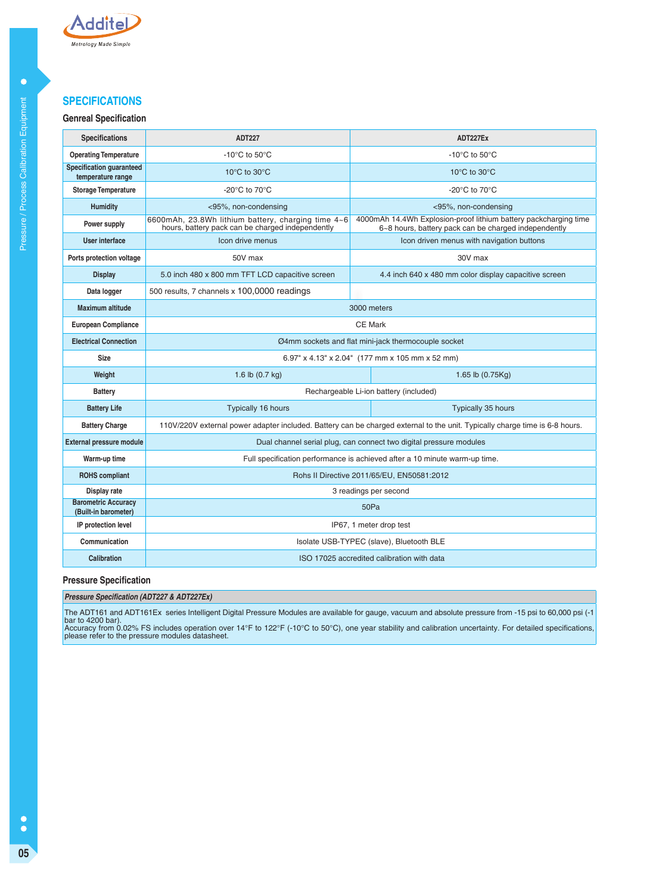## SPECIFICATIONS

### Genreal Specification

| Specifications | ADT227 | ADT227Ex |
|---|---|---|
| Operating Temperature | -10°C to 50°C | -10°C to 50°C |
| Specification guaranteed temperature range | 10°C to 30°C | 10°C to 30°C |
| Storage Temperature | -20°C to 70°C | -20°C to 70°C |
| Humidity | <95%, non-condensing | <95%, non-condensing |
| Power supply | 6600mAh, 23.8Wh lithium battery, charging time 4~6 hours, battery pack can be charged independently | 4000mAh 14.4Wh Explosion-proof lithium battery packcharging time 6~8 hours, battery pack can be charged independently |
| User interface | Icon drive menus | Icon driven menus with navigation buttons |
| Ports protection voltage | 50V max | 30V max |
| Display | 5.0 inch 480 x 800 mm TFT LCD capacitive screen | 4.4 inch 640 x 480 mm color display capacitive screen |
| Data logger | 500 results, 7 channels x 100,0000 readings | |
| Maximum altitude | 3000 meters | |
| European Compliance | CE Mark | |
| Electrical Connection | Ø4mm sockets and flat mini-jack thermocouple socket | |
| Size | 6.97" x 4.13" x 2.04" (177 mm x 105 mm x 52 mm) | |
| Weight | 1.6 lb (0.7 kg) | 1.65 lb (0.75Kg) |
| Battery | Rechargeable Li-ion battery (included) | |
| Battery Life | Typically 16 hours | Typically 35 hours |
| Battery Charge | 110V/220V external power adapter included. Battery can be charged external to the unit. Typically charge time is 6-8 hours. | |
| External pressure module | Dual channel serial plug, can connect two digital pressure modules | |
| Warm-up time | Full specification performance is achieved after a 10 minute warm-up time. | |
| ROHS compliant | Rohs II Directive 2011/65/EU, EN50581:2012 | |
| Display rate | 3 readings per second | |
| Barometric Accuracy (Built-in barometer) | 50Pa | |
| IP protection level | IP67, 1 meter drop test | |
| Communication | Isolate USB-TYPEC (slave), Bluetooth BLE | |
| Calibration | ISO 17025 accredited calibration with data | |

### Pressure Specification

| *Pressure Specification (ADT227 & ADT227Ex)* |
|---|
| The ADT161 and ADT161Ex series Intelligent Digital Pressure Modules are available for gauge, vacuum and absolute pressure from -15 psi to 60,000 psi (-1 bar to 4200 bar). Accuracy from 0.02% FS includes operation over 14°F to 122°F (-10°C to 50°C), one year stability and calibration uncertainty. For detailed specifications, please refer to the pressure modules datasheet. |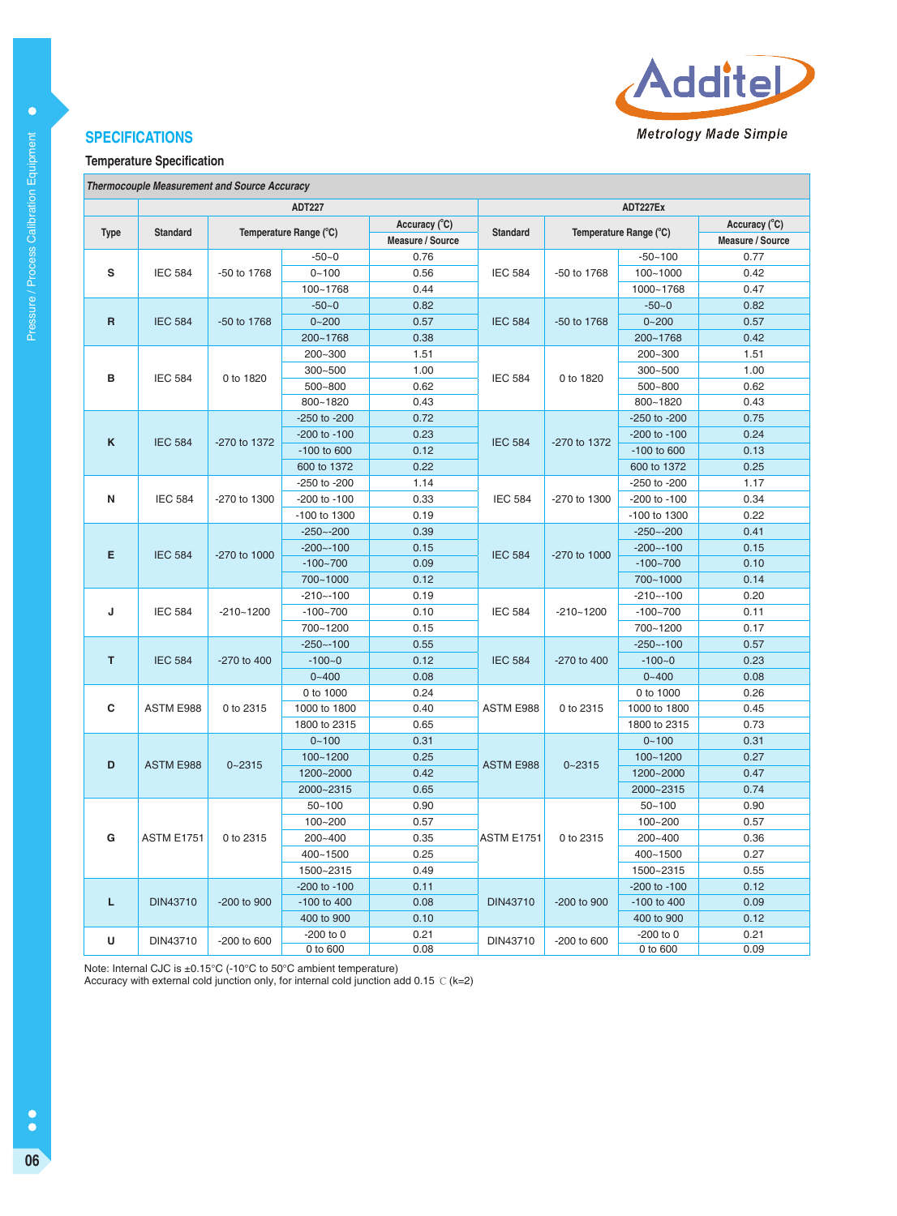## SPECIFICATIONS

### Temperature Specification

| *Thermocouple Measurement and Source Accuracy* | | | | | | | | |
|---|---|---|---|---|---|---|---|---|
| | ADT227 | | | | ADT227Ex | | | |
| Type | Standard | Temperature Range (°C) | | Accuracy (°C) Measure / Source | Standard | Temperature Range (°C) | | Accuracy (°C) Measure / Source |
| S | IEC 584 | -50 to 1768 | -50~0 | 0.76 | IEC 584 | -50 to 1768 | -50~100 | 0.77 |
| | | | 0~100 | 0.56 | | | 100~1000 | 0.42 |
| | | | 100~1768 | 0.44 | | | 1000~1768 | 0.47 |
| R | IEC 584 | -50 to 1768 | -50~0 | 0.82 | IEC 584 | -50 to 1768 | -50~0 | 0.82 |
| | | | 0~200 | 0.57 | | | 0~200 | 0.57 |
| | | | 200~1768 | 0.38 | | | 200~1768 | 0.42 |
| B | IEC 584 | 0 to 1820 | 200~300 | 1.51 | IEC 584 | 0 to 1820 | 200~300 | 1.51 |
| | | | 300~500 | 1.00 | | | 300~500 | 1.00 |
| | | | 500~800 | 0.62 | | | 500~800 | 0.62 |
| | | | 800~1820 | 0.43 | | | 800~1820 | 0.43 |
| K | IEC 584 | -270 to 1372 | -250 to -200 | 0.72 | IEC 584 | -270 to 1372 | -250 to -200 | 0.75 |
| | | | -200 to -100 | 0.23 | | | -200 to -100 | 0.24 |
| | | | -100 to 600 | 0.12 | | | -100 to 600 | 0.13 |
| | | | 600 to 1372 | 0.22 | | | 600 to 1372 | 0.25 |
| N | IEC 584 | -270 to 1300 | -250 to -200 | 1.14 | IEC 584 | -270 to 1300 | -250 to -200 | 1.17 |
| | | | -200 to -100 | 0.33 | | | -200 to -100 | 0.34 |
| | | | -100 to 1300 | 0.19 | | | -100 to 1300 | 0.22 |
| E | IEC 584 | -270 to 1000 | -250~-200 | 0.39 | IEC 584 | -270 to 1000 | -250~-200 | 0.41 |
| | | | -200~-100 | 0.15 | | | -200~-100 | 0.15 |
| | | | -100~700 | 0.09 | | | -100~700 | 0.10 |
| | | | 700~1000 | 0.12 | | | 700~1000 | 0.14 |
| J | IEC 584 | -210~1200 | -210~-100 | 0.19 | IEC 584 | -210~1200 | -210~-100 | 0.20 |
| | | | -100~700 | 0.10 | | | -100~700 | 0.11 |
| | | | 700~1200 | 0.15 | | | 700~1200 | 0.17 |
| T | IEC 584 | -270 to 400 | -250~-100 | 0.55 | IEC 584 | -270 to 400 | -250~-100 | 0.57 |
| | | | -100~0 | 0.12 | | | -100~0 | 0.23 |
| | | | 0~400 | 0.08 | | | 0~400 | 0.08 |
| C | ASTM E988 | 0 to 2315 | 0 to 1000 | 0.24 | ASTM E988 | 0 to 2315 | 0 to 1000 | 0.26 |
| | | | 1000 to 1800 | 0.40 | | | 1000 to 1800 | 0.45 |
| | | | 1800 to 2315 | 0.65 | | | 1800 to 2315 | 0.73 |
| D | ASTM E988 | 0~2315 | 0~100 | 0.31 | ASTM E988 | 0~2315 | 0~100 | 0.31 |
| | | | 100~1200 | 0.25 | | | 100~1200 | 0.27 |
| | | | 1200~2000 | 0.42 | | | 1200~2000 | 0.47 |
| | | | 2000~2315 | 0.65 | | | 2000~2315 | 0.74 |
| G | ASTM E1751 | 0 to 2315 | 50~100 | 0.90 | ASTM E1751 | 0 to 2315 | 50~100 | 0.90 |
| | | | 100~200 | 0.57 | | | 100~200 | 0.57 |
| | | | 200~400 | 0.35 | | | 200~400 | 0.36 |
| | | | 400~1500 | 0.25 | | | 400~1500 | 0.27 |
| | | | 1500~2315 | 0.49 | | | 1500~2315 | 0.55 |
| L | DIN43710 | -200 to 900 | -200 to -100 | 0.11 | DIN43710 | -200 to 900 | -200 to -100 | 0.12 |
| | | | -100 to 400 | 0.08 | | | -100 to 400 | 0.09 |
| | | | 400 to 900 | 0.10 | | | 400 to 900 | 0.12 |
| U | DIN43710 | -200 to 600 | -200 to 0 | 0.21 | DIN43710 | -200 to 600 | -200 to 0 | 0.21 |
| | | | 0 to 600 | 0.08 | | | 0 to 600 | 0.09 |

Note: Internal CJC is ±0.15°C (-10°C to 50°C ambient temperature)
Accuracy with external cold junction only, for internal cold junction add 0.15 °C (k=2)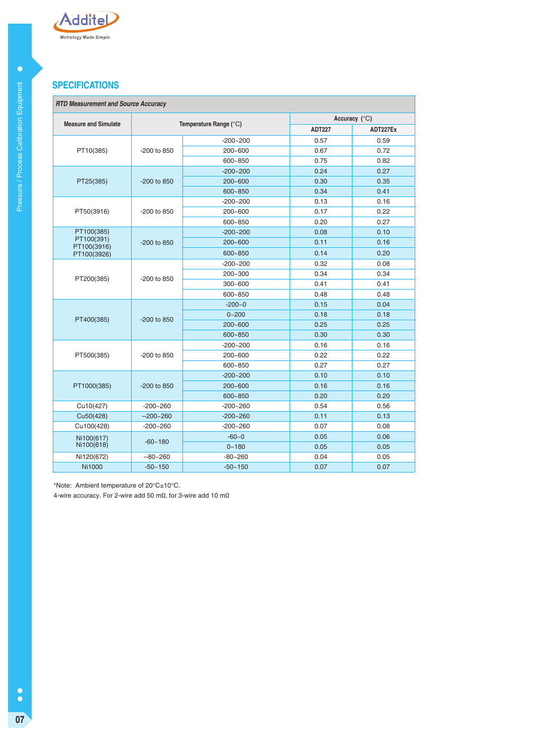## SPECIFICATIONS

| *RTD Measurement and Source Accuracy* | | | | |
|---|---|---|---|---|
| **Measure and Simulate** | **Temperature Range (°C)** | | **Accuracy (°C)** | |
| | | | **ADT227** | **ADT227Ex** |
| PT10(385) | -200 to 850 | -200~200 | 0.57 | 0.59 |
| | | 200~600 | 0.67 | 0.72 |
| | | 600~850 | 0.75 | 0.82 |
| PT25(385) | -200 to 850 | -200~200 | 0.24 | 0.27 |
| | | 200~600 | 0.30 | 0.35 |
| | | 600~850 | 0.34 | 0.41 |
| PT50(3916) | -200 to 850 | -200~200 | 0.13 | 0.16 |
| | | 200~600 | 0.17 | 0.22 |
| | | 600~850 | 0.20 | 0.27 |
| PT100(385) PT100(391) PT100(3916) PT100(3926) | -200 to 850 | -200~200 | 0.08 | 0.10 |
| | | 200~600 | 0.11 | 0.16 |
| | | 600~850 | 0.14 | 0.20 |
| PT200(385) | -200 to 850 | -200~200 | 0.32 | 0.08 |
| | | 200~300 | 0.34 | 0.34 |
| | | 300~600 | 0.41 | 0.41 |
| | | 600~850 | 0.48 | 0.48 |
| PT400(385) | -200 to 850 | -200~0 | 0.15 | 0.04 |
| | | 0~200 | 0.18 | 0.18 |
| | | 200~600 | 0.25 | 0.25 |
| | | 600~850 | 0.30 | 0.30 |
| PT500(385) | -200 to 850 | -200~200 | 0.16 | 0.16 |
| | | 200~600 | 0.22 | 0.22 |
| | | 600~850 | 0.27 | 0.27 |
| PT1000(385) | -200 to 850 | -200~200 | 0.10 | 0.10 |
| | | 200~600 | 0.16 | 0.16 |
| | | 600~850 | 0.20 | 0.20 |
| Cu10(427) | -200~260 | -200~260 | 0.54 | 0.56 |
| Cu50(428) | --200~260 | -200~260 | 0.11 | 0.13 |
| Cu100(428) | -200~260 | -200~260 | 0.07 | 0.08 |
| Ni100(617) Ni100(618) | -60~180 | -60~0 | 0.05 | 0.06 |
| | | 0~180 | 0.05 | 0.05 |
| Ni120(672) | --80~260 | -80~260 | 0.04 | 0.05 |
| Ni1000 | -50~150 | -50~150 | 0.07 | 0.07 |

*Note: Ambient temperature of 20°C±10°C.

4-wire accuracy. For 2-wire add 50 mΩ, for 3-wire add 10 mΩ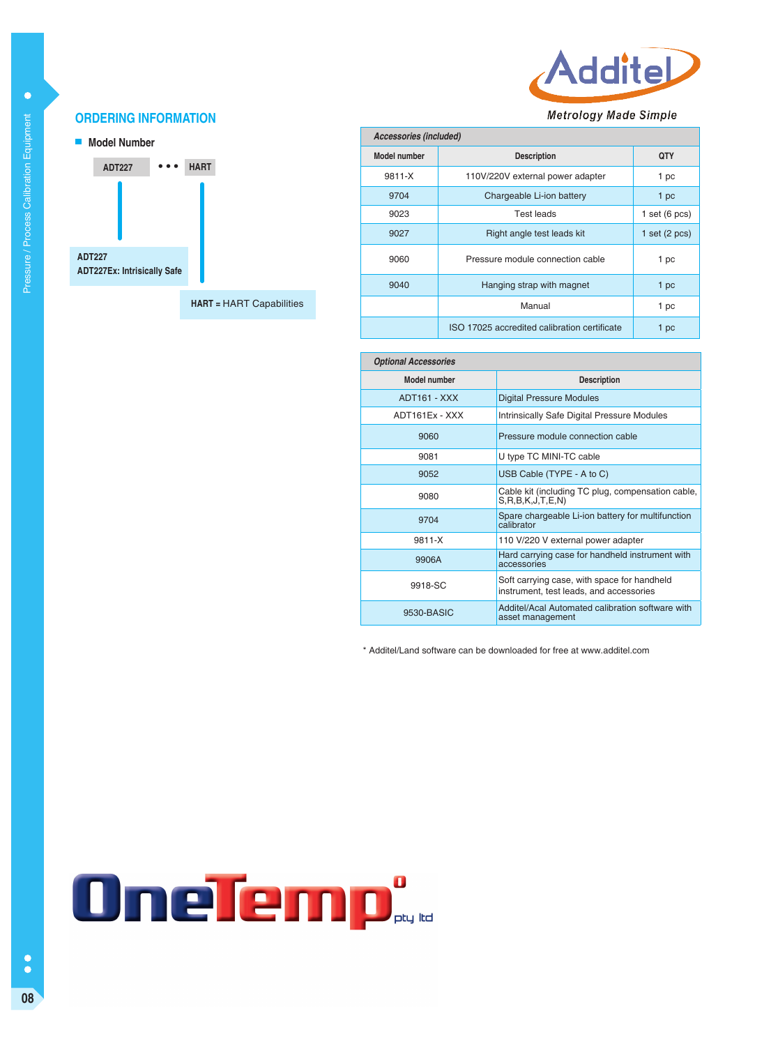## ORDERING INFORMATION

### Model Number

ADT227 • • • HART

**ADT227**
**ADT227Ex: Intrisically Safe**

**HART** = HART Capabilities

| *Accessories (included)* | | |
|---|---|---|
| **Model number** | **Description** | **QTY** |
| 9811-X | 110V/220V external power adapter | 1 pc |
| 9704 | Chargeable Li-ion battery | 1 pc |
| 9023 | Test leads | 1 set (6 pcs) |
| 9027 | Right angle test leads kit | 1 set (2 pcs) |
| 9060 | Pressure module connection cable | 1 pc |
| 9040 | Hanging strap with magnet | 1 pc |
| | Manual | 1 pc |
| | ISO 17025 accredited calibration certificate | 1 pc |

| *Optional Accessories* | |
|---|---|
| **Model number** | **Description** |
| ADT161 - XXX | Digital Pressure Modules |
| ADT161Ex - XXX | Intrinsically Safe Digital Pressure Modules |
| 9060 | Pressure module connection cable |
| 9081 | U type TC MINI-TC cable |
| 9052 | USB Cable (TYPE - A to C) |
| 9080 | Cable kit (including TC plug, compensation cable, S,R,B,K,J,T,E,N) |
| 9704 | Spare chargeable Li-ion battery for multifunction calibrator |
| 9811-X | 110 V/220 V external power adapter |
| 9906A | Hard carrying case for handheld instrument with accessories |
| 9918-SC | Soft carrying case, with space for handheld instrument, test leads, and accessories |
| 9530-BASIC | Additel/Acal Automated calibration software with asset management |

* Additel/Land software can be downloaded for free at www.additel.com